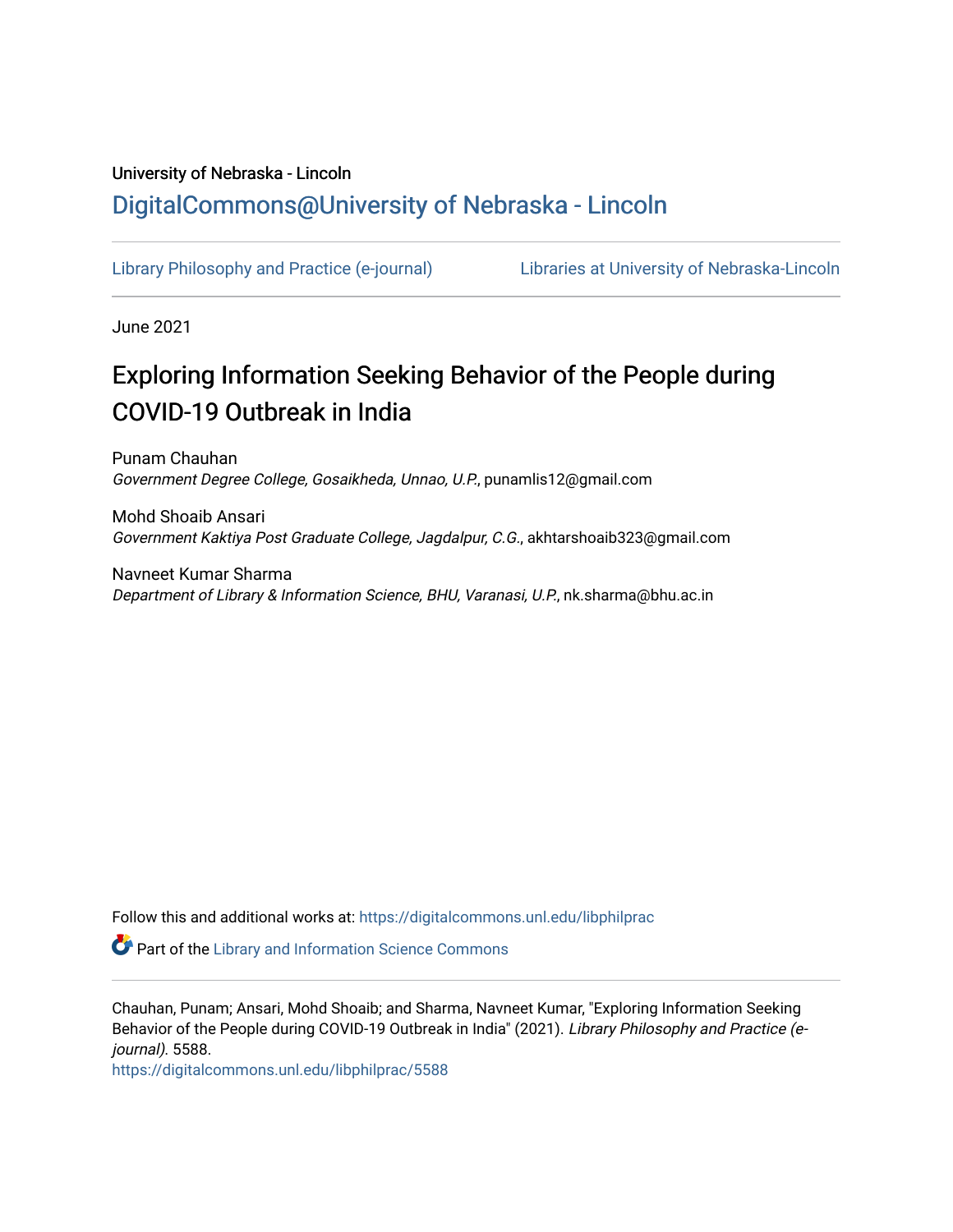University of Nebraska - Lincoln

[DigitalCommons@University of Nebraska - Lincoln](https://digitalcommons.unl.edu)

Library Philosophy and Practice (e-journal)

Libraries at University of Nebraska-Lincoln

June 2021

# Exploring Information Seeking Behavior of the People during COVID-19 Outbreak in India

Punam Chauhan
*Government Degree College, Gosaikheda, Unnao, U.P.*, punamlis12@gmail.com

Mohd Shoaib Ansari
*Government Kaktiya Post Graduate College, Jagdalpur, C.G.*, akhtarshoaib323@gmail.com

Navneet Kumar Sharma
*Department of Library & Information Science, BHU, Varanasi, U.P.*, nk.sharma@bhu.ac.in

Follow this and additional works at: https://digitalcommons.unl.edu/libphilprac

Part of the Library and Information Science Commons

Chauhan, Punam; Ansari, Mohd Shoaib; and Sharma, Navneet Kumar, "Exploring Information Seeking Behavior of the People during COVID-19 Outbreak in India" (2021). *Library Philosophy and Practice (e-journal)*. 5588.
https://digitalcommons.unl.edu/libphilprac/5588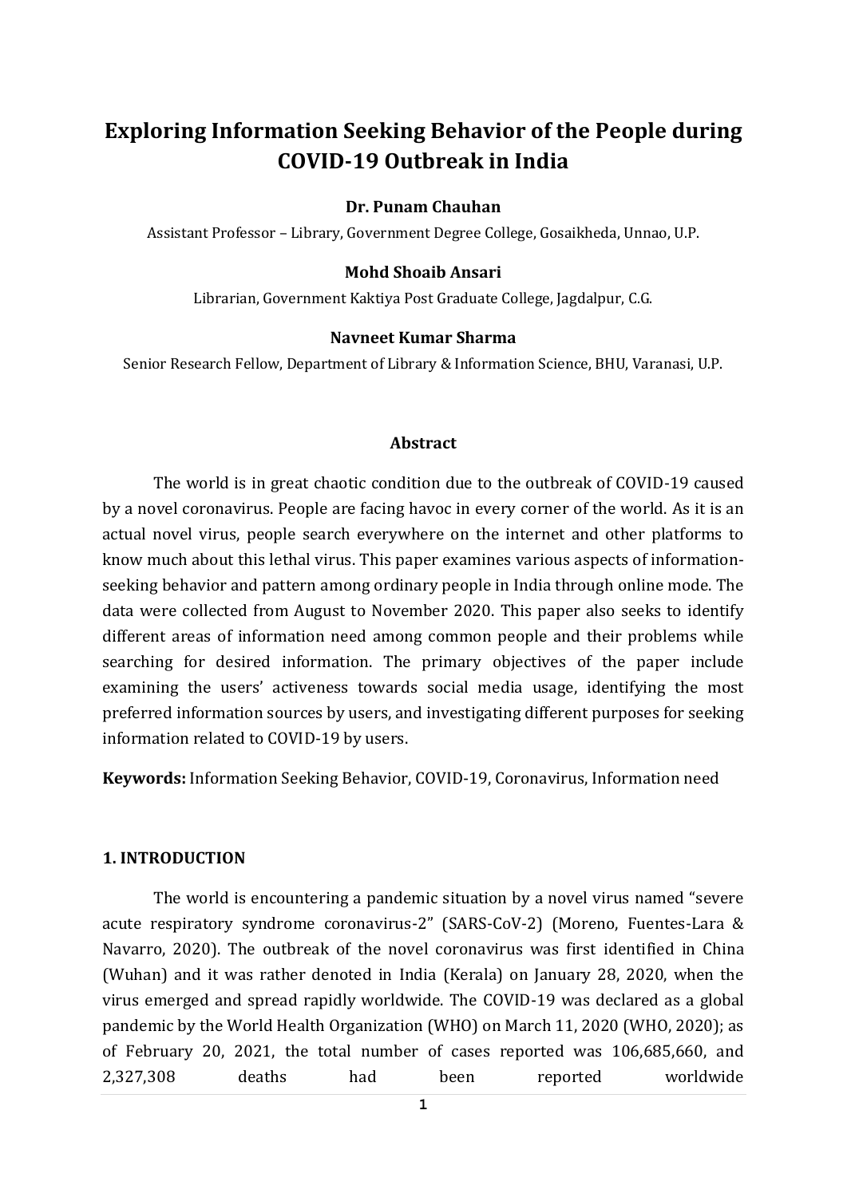# Exploring Information Seeking Behavior of the People during COVID-19 Outbreak in India

**Dr. Punam Chauhan**

Assistant Professor – Library, Government Degree College, Gosaikheda, Unnao, U.P.

**Mohd Shoaib Ansari**

Librarian, Government Kaktiya Post Graduate College, Jagdalpur, C.G.

**Navneet Kumar Sharma**

Senior Research Fellow, Department of Library & Information Science, BHU, Varanasi, U.P.

## Abstract

The world is in great chaotic condition due to the outbreak of COVID-19 caused by a novel coronavirus. People are facing havoc in every corner of the world. As it is an actual novel virus, people search everywhere on the internet and other platforms to know much about this lethal virus. This paper examines various aspects of information-seeking behavior and pattern among ordinary people in India through online mode. The data were collected from August to November 2020. This paper also seeks to identify different areas of information need among common people and their problems while searching for desired information. The primary objectives of the paper include examining the users' activeness towards social media usage, identifying the most preferred information sources by users, and investigating different purposes for seeking information related to COVID-19 by users.

**Keywords:** Information Seeking Behavior, COVID-19, Coronavirus, Information need

## 1. INTRODUCTION

The world is encountering a pandemic situation by a novel virus named "severe acute respiratory syndrome coronavirus-2" (SARS-CoV-2) (Moreno, Fuentes-Lara & Navarro, 2020). The outbreak of the novel coronavirus was first identified in China (Wuhan) and it was rather denoted in India (Kerala) on January 28, 2020, when the virus emerged and spread rapidly worldwide. The COVID-19 was declared as a global pandemic by the World Health Organization (WHO) on March 11, 2020 (WHO, 2020); as of February 20, 2021, the total number of cases reported was 106,685,660, and 2,327,308 deaths had been reported worldwide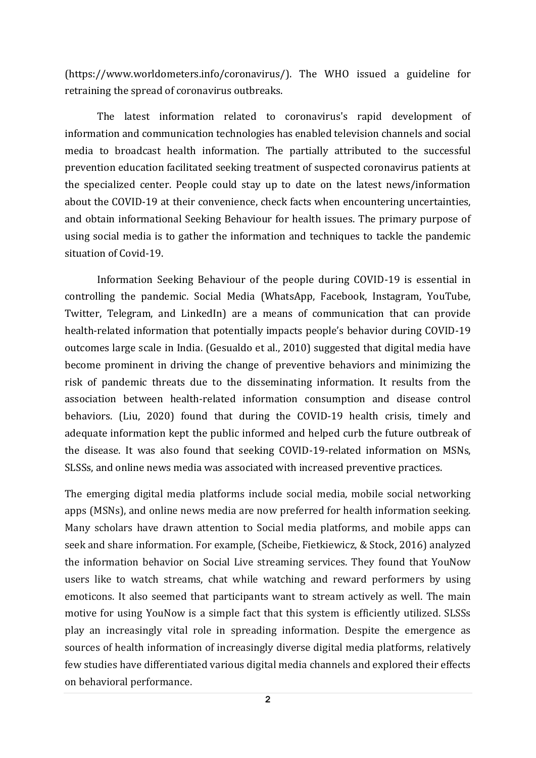(https://www.worldometers.info/coronavirus/). The WHO issued a guideline for retraining the spread of coronavirus outbreaks.

The latest information related to coronavirus's rapid development of information and communication technologies has enabled television channels and social media to broadcast health information. The partially attributed to the successful prevention education facilitated seeking treatment of suspected coronavirus patients at the specialized center. People could stay up to date on the latest news/information about the COVID-19 at their convenience, check facts when encountering uncertainties, and obtain informational Seeking Behaviour for health issues. The primary purpose of using social media is to gather the information and techniques to tackle the pandemic situation of Covid-19.

Information Seeking Behaviour of the people during COVID-19 is essential in controlling the pandemic. Social Media (WhatsApp, Facebook, Instagram, YouTube, Twitter, Telegram, and LinkedIn) are a means of communication that can provide health-related information that potentially impacts people's behavior during COVID-19 outcomes large scale in India. (Gesualdo et al., 2010) suggested that digital media have become prominent in driving the change of preventive behaviors and minimizing the risk of pandemic threats due to the disseminating information. It results from the association between health-related information consumption and disease control behaviors. (Liu, 2020) found that during the COVID-19 health crisis, timely and adequate information kept the public informed and helped curb the future outbreak of the disease. It was also found that seeking COVID-19-related information on MSNs, SLSSs, and online news media was associated with increased preventive practices.

The emerging digital media platforms include social media, mobile social networking apps (MSNs), and online news media are now preferred for health information seeking. Many scholars have drawn attention to Social media platforms, and mobile apps can seek and share information. For example, (Scheibe, Fietkiewicz, & Stock, 2016) analyzed the information behavior on Social Live streaming services. They found that YouNow users like to watch streams, chat while watching and reward performers by using emoticons. It also seemed that participants want to stream actively as well. The main motive for using YouNow is a simple fact that this system is efficiently utilized. SLSSs play an increasingly vital role in spreading information. Despite the emergence as sources of health information of increasingly diverse digital media platforms, relatively few studies have differentiated various digital media channels and explored their effects on behavioral performance.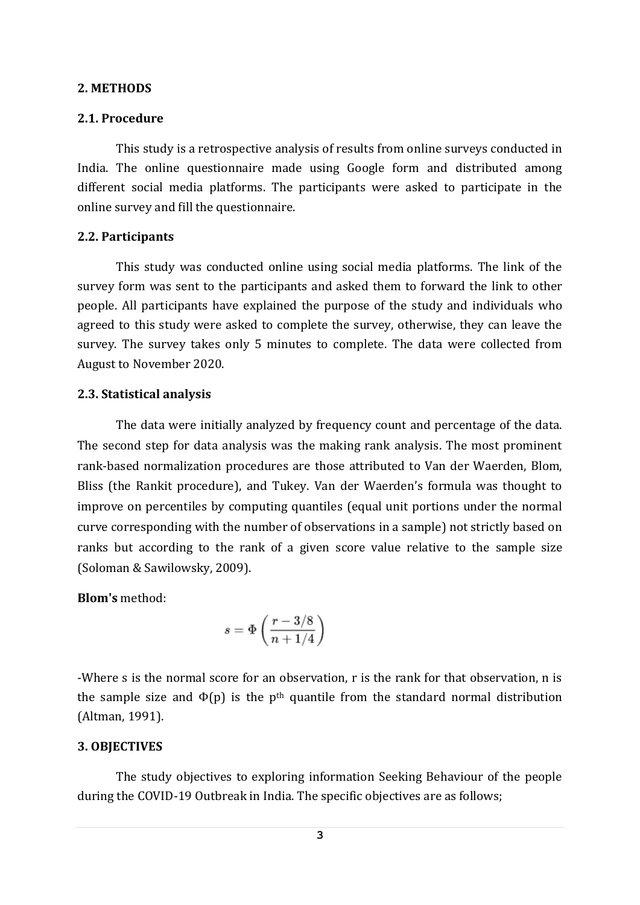## 2. METHODS

### 2.1. Procedure

This study is a retrospective analysis of results from online surveys conducted in India. The online questionnaire made using Google form and distributed among different social media platforms. The participants were asked to participate in the online survey and fill the questionnaire.

### 2.2. Participants

This study was conducted online using social media platforms. The link of the survey form was sent to the participants and asked them to forward the link to other people. All participants have explained the purpose of the study and individuals who agreed to this study were asked to complete the survey, otherwise, they can leave the survey. The survey takes only 5 minutes to complete. The data were collected from August to November 2020.

### 2.3. Statistical analysis

The data were initially analyzed by frequency count and percentage of the data. The second step for data analysis was the making rank analysis. The most prominent rank-based normalization procedures are those attributed to Van der Waerden, Blom, Bliss (the Rankit procedure), and Tukey. Van der Waerden's formula was thought to improve on percentiles by computing quantiles (equal unit portions under the normal curve corresponding with the number of observations in a sample) not strictly based on ranks but according to the rank of a given score value relative to the sample size (Soloman & Sawilowsky, 2009).

**Blom's** method:

$$s = \Phi\left(\frac{r - 3/8}{n + 1/4}\right)$$

-Where s is the normal score for an observation, r is the rank for that observation, n is the sample size and $\Phi(p)$ is the $p^{th}$ quantile from the standard normal distribution (Altman, 1991).

## 3. OBJECTIVES

The study objectives to exploring information Seeking Behaviour of the people during the COVID-19 Outbreak in India. The specific objectives are as follows;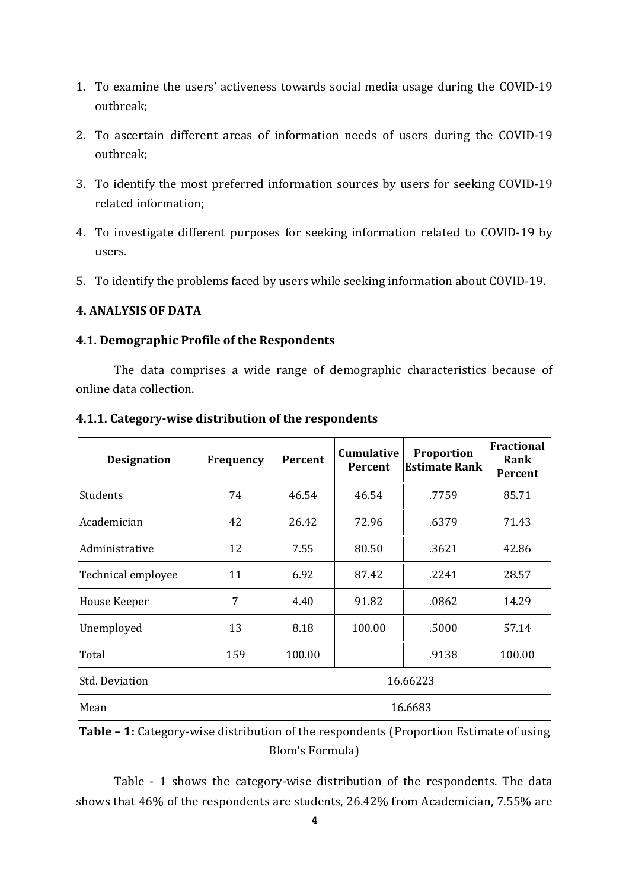1. To examine the users' activeness towards social media usage during the COVID-19 outbreak;
2. To ascertain different areas of information needs of users during the COVID-19 outbreak;
3. To identify the most preferred information sources by users for seeking COVID-19 related information;
4. To investigate different purposes for seeking information related to COVID-19 by users.
5. To identify the problems faced by users while seeking information about COVID-19.

## 4. ANALYSIS OF DATA

### 4.1. Demographic Profile of the Respondents

The data comprises a wide range of demographic characteristics because of online data collection.

#### 4.1.1. Category-wise distribution of the respondents

| Designation | Frequency | Percent | Cumulative Percent | Proportion Estimate Rank | Fractional Rank Percent |
|---|---|---|---|---|---|
| Students | 74 | 46.54 | 46.54 | .7759 | 85.71 |
| Academician | 42 | 26.42 | 72.96 | .6379 | 71.43 |
| Administrative | 12 | 7.55 | 80.50 | .3621 | 42.86 |
| Technical employee | 11 | 6.92 | 87.42 | .2241 | 28.57 |
| House Keeper | 7 | 4.40 | 91.82 | .0862 | 14.29 |
| Unemployed | 13 | 8.18 | 100.00 | .5000 | 57.14 |
| Total | 159 | 100.00 | | .9138 | 100.00 |
| Std. Deviation | | 16.66223 | | | |
| Mean | | 16.6683 | | | |

**Table – 1:** Category-wise distribution of the respondents (Proportion Estimate of using Blom's Formula)

Table - 1 shows the category-wise distribution of the respondents. The data shows that 46% of the respondents are students, 26.42% from Academician, 7.55% are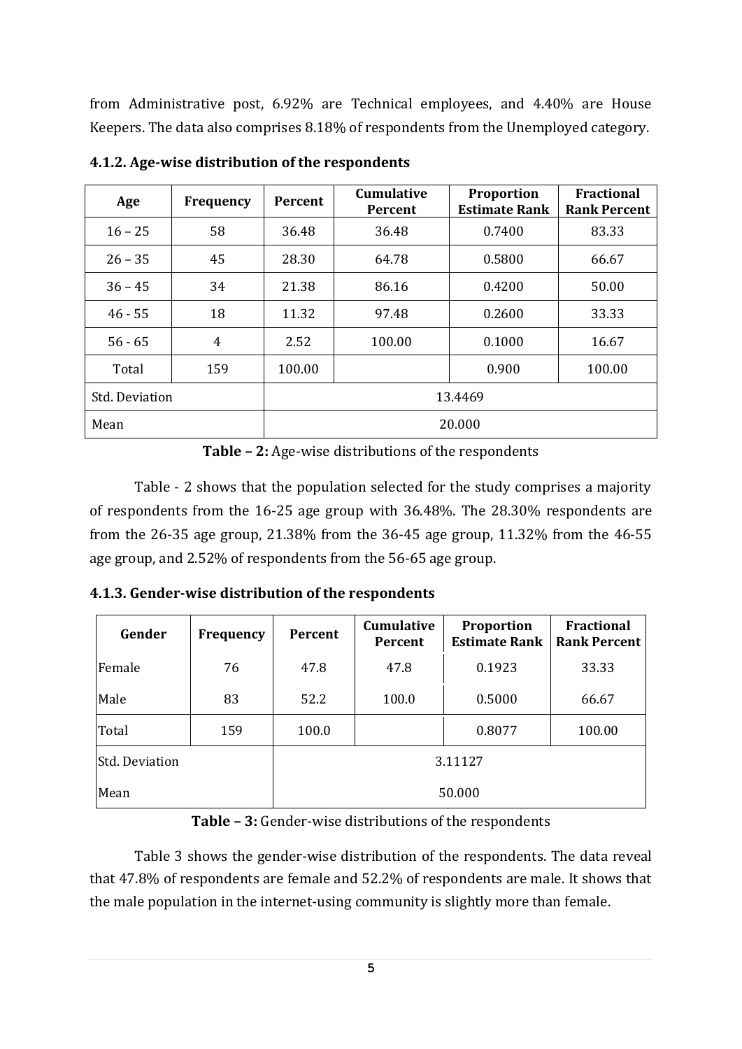from Administrative post, 6.92% are Technical employees, and 4.40% are House Keepers. The data also comprises 8.18% of respondents from the Unemployed category.

### 4.1.2. Age-wise distribution of the respondents

| Age | Frequency | Percent | Cumulative Percent | Proportion Estimate Rank | Fractional Rank Percent |
|---|---|---|---|---|---|
| 16 – 25 | 58 | 36.48 | 36.48 | 0.7400 | 83.33 |
| 26 – 35 | 45 | 28.30 | 64.78 | 0.5800 | 66.67 |
| 36 – 45 | 34 | 21.38 | 86.16 | 0.4200 | 50.00 |
| 46 - 55 | 18 | 11.32 | 97.48 | 0.2600 | 33.33 |
| 56 - 65 | 4 | 2.52 | 100.00 | 0.1000 | 16.67 |
| Total | 159 | 100.00 | | 0.900 | 100.00 |
| Std. Deviation | | 13.4469 | | | |
| Mean | | 20.000 | | | |

**Table – 2:** Age-wise distributions of the respondents

Table - 2 shows that the population selected for the study comprises a majority of respondents from the 16-25 age group with 36.48%. The 28.30% respondents are from the 26-35 age group, 21.38% from the 36-45 age group, 11.32% from the 46-55 age group, and 2.52% of respondents from the 56-65 age group.

### 4.1.3. Gender-wise distribution of the respondents

| Gender | Frequency | Percent | Cumulative Percent | Proportion Estimate Rank | Fractional Rank Percent |
|---|---|---|---|---|---|
| Female | 76 | 47.8 | 47.8 | 0.1923 | 33.33 |
| Male | 83 | 52.2 | 100.0 | 0.5000 | 66.67 |
| Total | 159 | 100.0 | | 0.8077 | 100.00 |
| Std. Deviation | | 3.11127 | | | |
| Mean | | 50.000 | | | |

**Table – 3:** Gender-wise distributions of the respondents

Table 3 shows the gender-wise distribution of the respondents. The data reveal that 47.8% of respondents are female and 52.2% of respondents are male. It shows that the male population in the internet-using community is slightly more than female.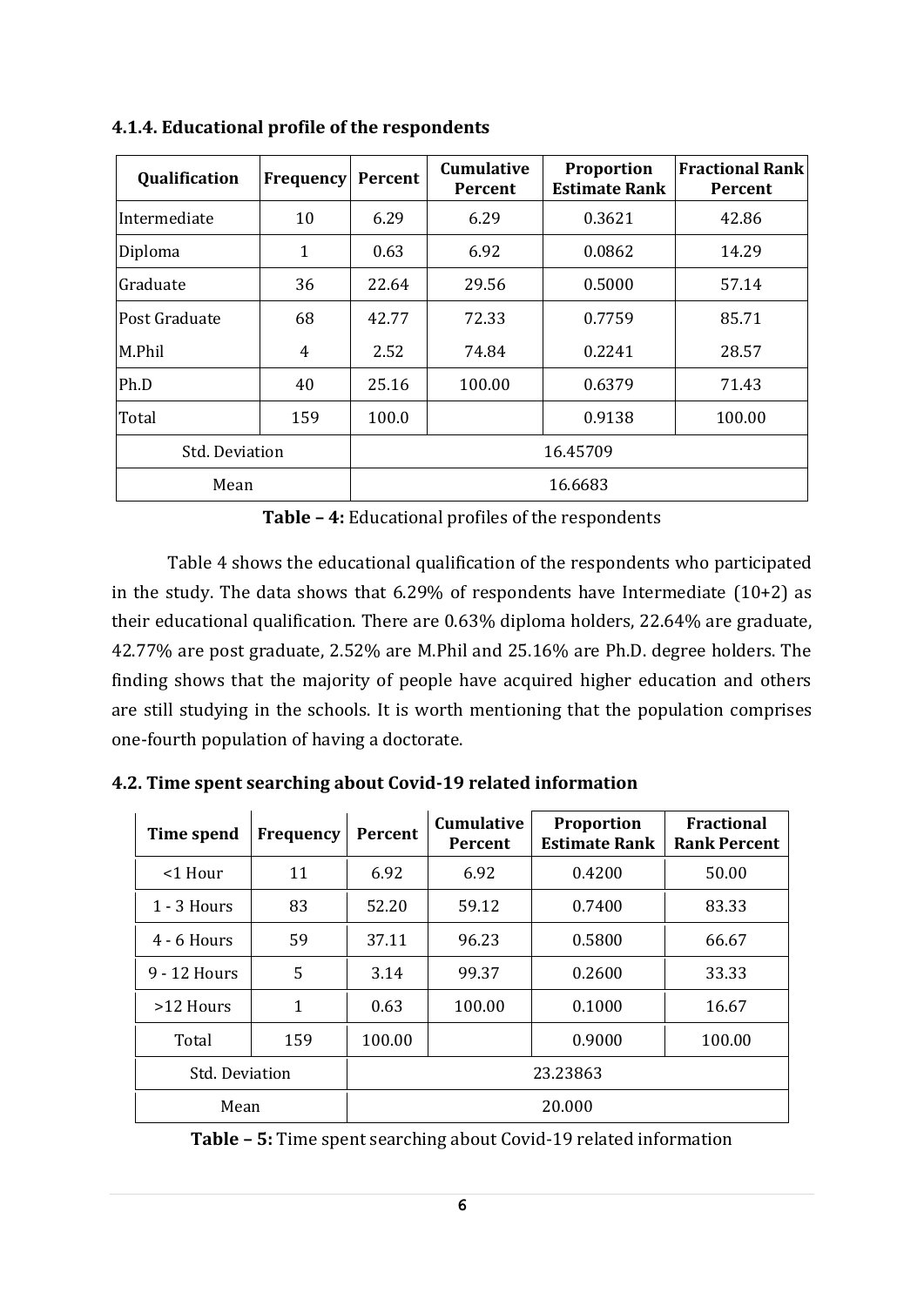### 4.1.4. Educational profile of the respondents

| Qualification | Frequency | Percent | Cumulative Percent | Proportion Estimate Rank | Fractional Rank Percent |
|---|---|---|---|---|---|
| Intermediate | 10 | 6.29 | 6.29 | 0.3621 | 42.86 |
| Diploma | 1 | 0.63 | 6.92 | 0.0862 | 14.29 |
| Graduate | 36 | 22.64 | 29.56 | 0.5000 | 57.14 |
| Post Graduate | 68 | 42.77 | 72.33 | 0.7759 | 85.71 |
| M.Phil | 4 | 2.52 | 74.84 | 0.2241 | 28.57 |
| Ph.D | 40 | 25.16 | 100.00 | 0.6379 | 71.43 |
| Total | 159 | 100.0 | | 0.9138 | 100.00 |
| Std. Deviation | | 16.45709 | | | |
| Mean | | 16.6683 | | | |

**Table – 4:** Educational profiles of the respondents

Table 4 shows the educational qualification of the respondents who participated in the study. The data shows that 6.29% of respondents have Intermediate (10+2) as their educational qualification. There are 0.63% diploma holders, 22.64% are graduate, 42.77% are post graduate, 2.52% are M.Phil and 25.16% are Ph.D. degree holders. The finding shows that the majority of people have acquired higher education and others are still studying in the schools. It is worth mentioning that the population comprises one-fourth population of having a doctorate.

### 4.2. Time spent searching about Covid-19 related information

| Time spend | Frequency | Percent | Cumulative Percent | Proportion Estimate Rank | Fractional Rank Percent |
|---|---|---|---|---|---|
| <1 Hour | 11 | 6.92 | 6.92 | 0.4200 | 50.00 |
| 1 - 3 Hours | 83 | 52.20 | 59.12 | 0.7400 | 83.33 |
| 4 - 6 Hours | 59 | 37.11 | 96.23 | 0.5800 | 66.67 |
| 9 - 12 Hours | 5 | 3.14 | 99.37 | 0.2600 | 33.33 |
| >12 Hours | 1 | 0.63 | 100.00 | 0.1000 | 16.67 |
| Total | 159 | 100.00 | | 0.9000 | 100.00 |
| Std. Deviation | | 23.23863 | | | |
| Mean | | 20.000 | | | |

**Table – 5:** Time spent searching about Covid-19 related information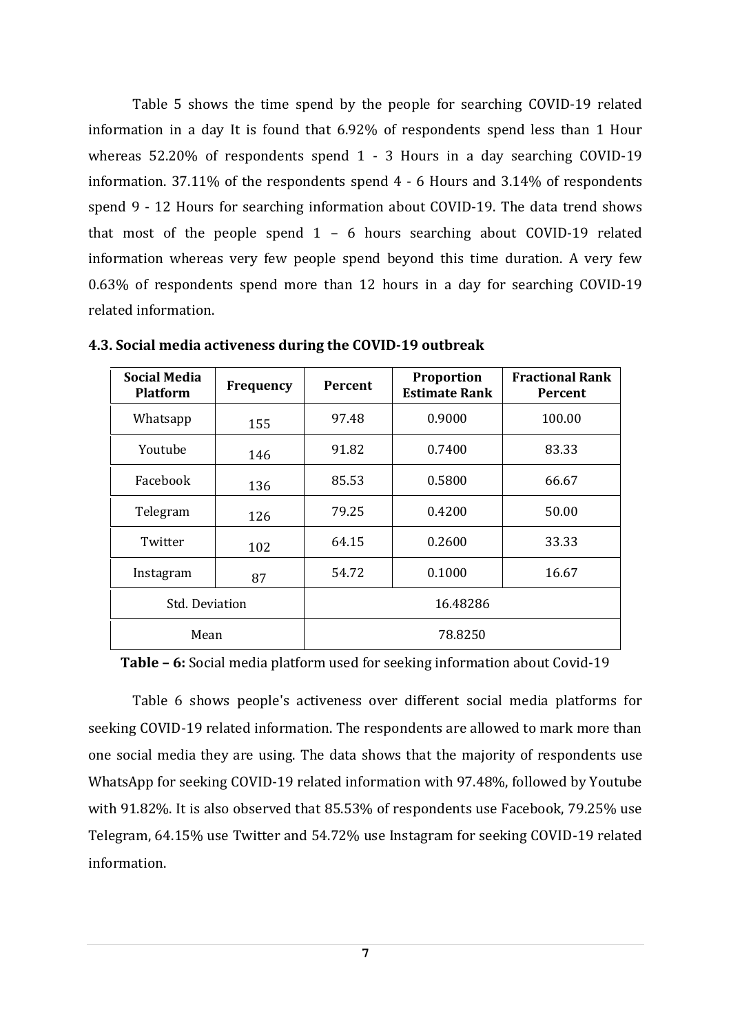Table 5 shows the time spend by the people for searching COVID-19 related information in a day It is found that 6.92% of respondents spend less than 1 Hour whereas 52.20% of respondents spend 1 - 3 Hours in a day searching COVID-19 information. 37.11% of the respondents spend 4 - 6 Hours and 3.14% of respondents spend 9 - 12 Hours for searching information about COVID-19. The data trend shows that most of the people spend 1 – 6 hours searching about COVID-19 related information whereas very few people spend beyond this time duration. A very few 0.63% of respondents spend more than 12 hours in a day for searching COVID-19 related information.

### 4.3. Social media activeness during the COVID-19 outbreak

| Social Media Platform | Frequency | Percent | Proportion Estimate Rank | Fractional Rank Percent |
|---|---|---|---|---|
| Whatsapp | 155 | 97.48 | 0.9000 | 100.00 |
| Youtube | 146 | 91.82 | 0.7400 | 83.33 |
| Facebook | 136 | 85.53 | 0.5800 | 66.67 |
| Telegram | 126 | 79.25 | 0.4200 | 50.00 |
| Twitter | 102 | 64.15 | 0.2600 | 33.33 |
| Instagram | 87 | 54.72 | 0.1000 | 16.67 |
| Std. Deviation | | 16.48286 | | |
| Mean | | 78.8250 | | |

**Table – 6:** Social media platform used for seeking information about Covid-19

Table 6 shows people's activeness over different social media platforms for seeking COVID-19 related information. The respondents are allowed to mark more than one social media they are using. The data shows that the majority of respondents use WhatsApp for seeking COVID-19 related information with 97.48%, followed by Youtube with 91.82%. It is also observed that 85.53% of respondents use Facebook, 79.25% use Telegram, 64.15% use Twitter and 54.72% use Instagram for seeking COVID-19 related information.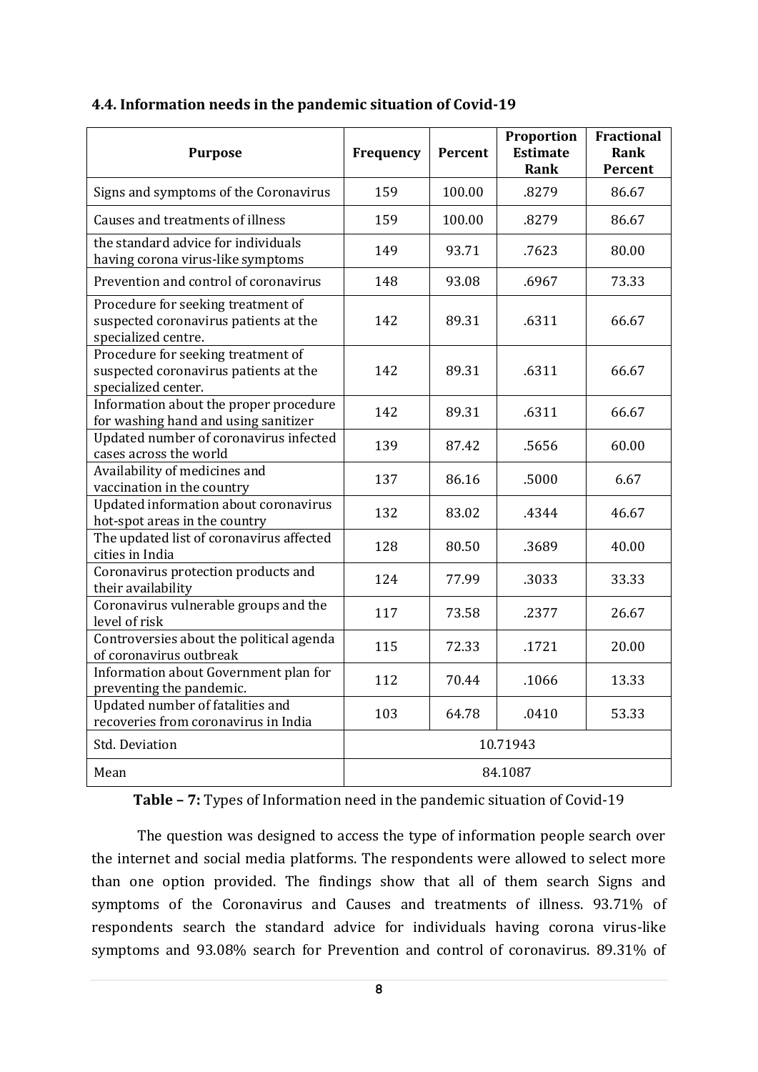### 4.4. Information needs in the pandemic situation of Covid-19

| Purpose | Frequency | Percent | Proportion Estimate Rank | Fractional Rank Percent |
|---|---|---|---|---|
| Signs and symptoms of the Coronavirus | 159 | 100.00 | .8279 | 86.67 |
| Causes and treatments of illness | 159 | 100.00 | .8279 | 86.67 |
| the standard advice for individuals having corona virus-like symptoms | 149 | 93.71 | .7623 | 80.00 |
| Prevention and control of coronavirus | 148 | 93.08 | .6967 | 73.33 |
| Procedure for seeking treatment of suspected coronavirus patients at the specialized centre. | 142 | 89.31 | .6311 | 66.67 |
| Procedure for seeking treatment of suspected coronavirus patients at the specialized center. | 142 | 89.31 | .6311 | 66.67 |
| Information about the proper procedure for washing hand and using sanitizer | 142 | 89.31 | .6311 | 66.67 |
| Updated number of coronavirus infected cases across the world | 139 | 87.42 | .5656 | 60.00 |
| Availability of medicines and vaccination in the country | 137 | 86.16 | .5000 | 6.67 |
| Updated information about coronavirus hot-spot areas in the country | 132 | 83.02 | .4344 | 46.67 |
| The updated list of coronavirus affected cities in India | 128 | 80.50 | .3689 | 40.00 |
| Coronavirus protection products and their availability | 124 | 77.99 | .3033 | 33.33 |
| Coronavirus vulnerable groups and the level of risk | 117 | 73.58 | .2377 | 26.67 |
| Controversies about the political agenda of coronavirus outbreak | 115 | 72.33 | .1721 | 20.00 |
| Information about Government plan for preventing the pandemic. | 112 | 70.44 | .1066 | 13.33 |
| Updated number of fatalities and recoveries from coronavirus in India | 103 | 64.78 | .0410 | 53.33 |
| Std. Deviation | 10.71943 | | | |
| Mean | 84.1087 | | | |

**Table – 7:** Types of Information need in the pandemic situation of Covid-19

The question was designed to access the type of information people search over the internet and social media platforms. The respondents were allowed to select more than one option provided. The findings show that all of them search Signs and symptoms of the Coronavirus and Causes and treatments of illness. 93.71% of respondents search the standard advice for individuals having corona virus-like symptoms and 93.08% search for Prevention and control of coronavirus. 89.31% of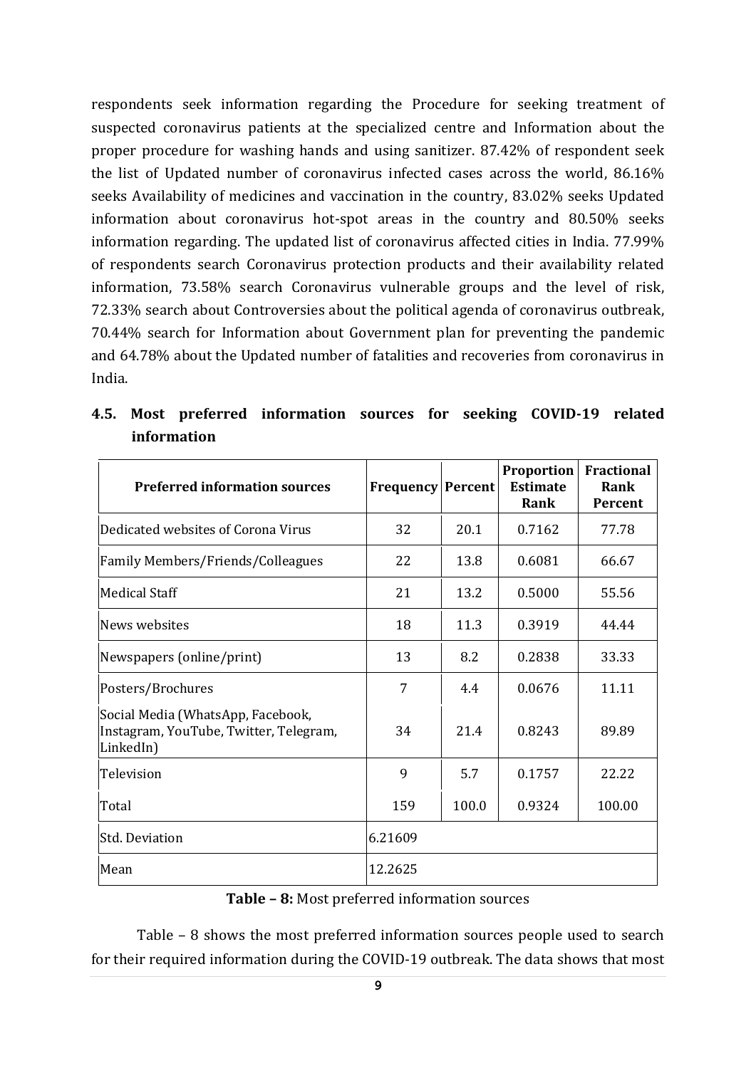respondents seek information regarding the Procedure for seeking treatment of suspected coronavirus patients at the specialized centre and Information about the proper procedure for washing hands and using sanitizer. 87.42% of respondent seek the list of Updated number of coronavirus infected cases across the world, 86.16% seeks Availability of medicines and vaccination in the country, 83.02% seeks Updated information about coronavirus hot-spot areas in the country and 80.50% seeks information regarding. The updated list of coronavirus affected cities in India. 77.99% of respondents search Coronavirus protection products and their availability related information, 73.58% search Coronavirus vulnerable groups and the level of risk, 72.33% search about Controversies about the political agenda of coronavirus outbreak, 70.44% search for Information about Government plan for preventing the pandemic and 64.78% about the Updated number of fatalities and recoveries from coronavirus in India.

## 4.5. Most preferred information sources for seeking COVID-19 related information

| Preferred information sources | Frequency | Percent | Proportion Estimate Rank | Fractional Rank Percent |
|---|---|---|---|---|
| Dedicated websites of Corona Virus | 32 | 20.1 | 0.7162 | 77.78 |
| Family Members/Friends/Colleagues | 22 | 13.8 | 0.6081 | 66.67 |
| Medical Staff | 21 | 13.2 | 0.5000 | 55.56 |
| News websites | 18 | 11.3 | 0.3919 | 44.44 |
| Newspapers (online/print) | 13 | 8.2 | 0.2838 | 33.33 |
| Posters/Brochures | 7 | 4.4 | 0.0676 | 11.11 |
| Social Media (WhatsApp, Facebook, Instagram, YouTube, Twitter, Telegram, LinkedIn) | 34 | 21.4 | 0.8243 | 89.89 |
| Television | 9 | 5.7 | 0.1757 | 22.22 |
| Total | 159 | 100.0 | 0.9324 | 100.00 |
| Std. Deviation | 6.21609 | | | |
| Mean | 12.2625 | | | |

**Table – 8:** Most preferred information sources

Table – 8 shows the most preferred information sources people used to search for their required information during the COVID-19 outbreak. The data shows that most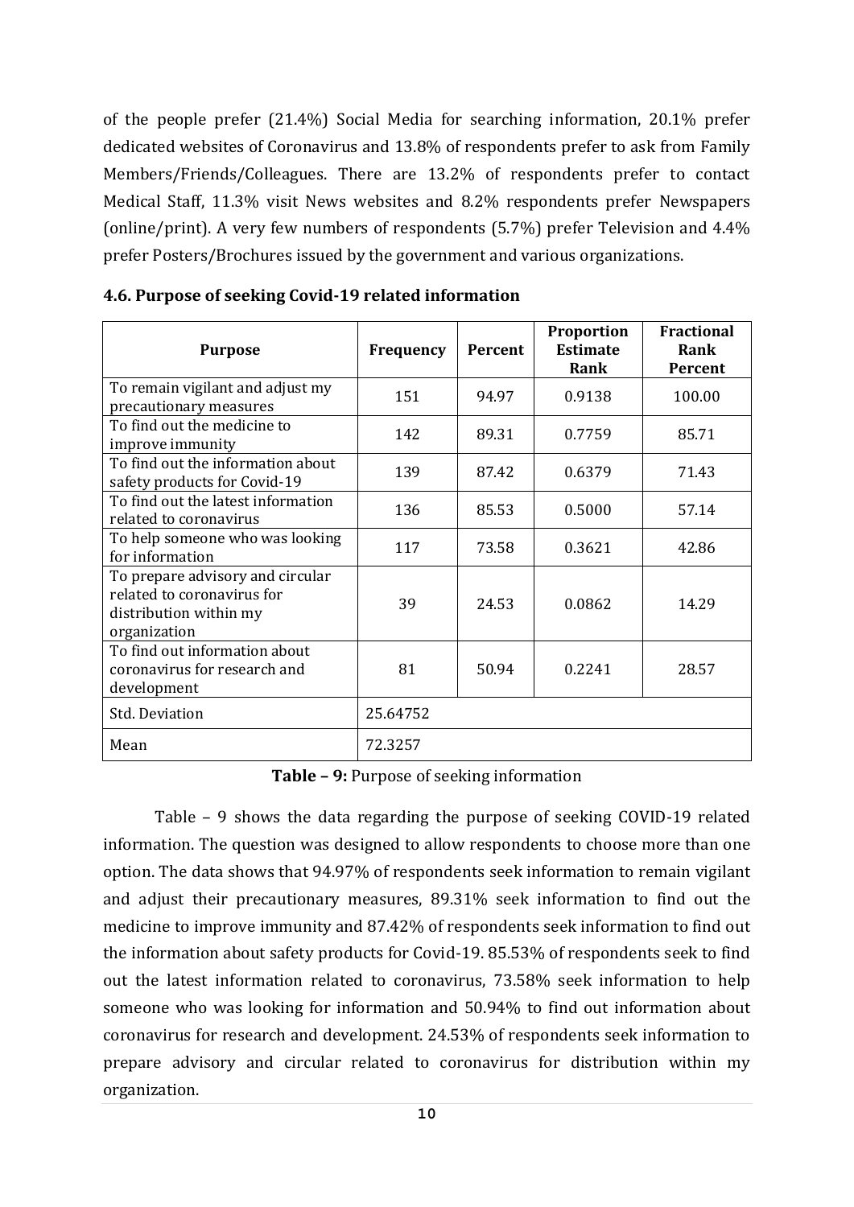of the people prefer (21.4%) Social Media for searching information, 20.1% prefer dedicated websites of Coronavirus and 13.8% of respondents prefer to ask from Family Members/Friends/Colleagues. There are 13.2% of respondents prefer to contact Medical Staff, 11.3% visit News websites and 8.2% respondents prefer Newspapers (online/print). A very few numbers of respondents (5.7%) prefer Television and 4.4% prefer Posters/Brochures issued by the government and various organizations.

### 4.6. Purpose of seeking Covid-19 related information

| Purpose | Frequency | Percent | Proportion Estimate Rank | Fractional Rank Percent |
|---|---|---|---|---|
| To remain vigilant and adjust my precautionary measures | 151 | 94.97 | 0.9138 | 100.00 |
| To find out the medicine to improve immunity | 142 | 89.31 | 0.7759 | 85.71 |
| To find out the information about safety products for Covid-19 | 139 | 87.42 | 0.6379 | 71.43 |
| To find out the latest information related to coronavirus | 136 | 85.53 | 0.5000 | 57.14 |
| To help someone who was looking for information | 117 | 73.58 | 0.3621 | 42.86 |
| To prepare advisory and circular related to coronavirus for distribution within my organization | 39 | 24.53 | 0.0862 | 14.29 |
| To find out information about coronavirus for research and development | 81 | 50.94 | 0.2241 | 28.57 |
| Std. Deviation | 25.64752 | | | |
| Mean | 72.3257 | | | |

**Table – 9:** Purpose of seeking information

Table – 9 shows the data regarding the purpose of seeking COVID-19 related information. The question was designed to allow respondents to choose more than one option. The data shows that 94.97% of respondents seek information to remain vigilant and adjust their precautionary measures, 89.31% seek information to find out the medicine to improve immunity and 87.42% of respondents seek information to find out the information about safety products for Covid-19. 85.53% of respondents seek to find out the latest information related to coronavirus, 73.58% seek information to help someone who was looking for information and 50.94% to find out information about coronavirus for research and development. 24.53% of respondents seek information to prepare advisory and circular related to coronavirus for distribution within my organization.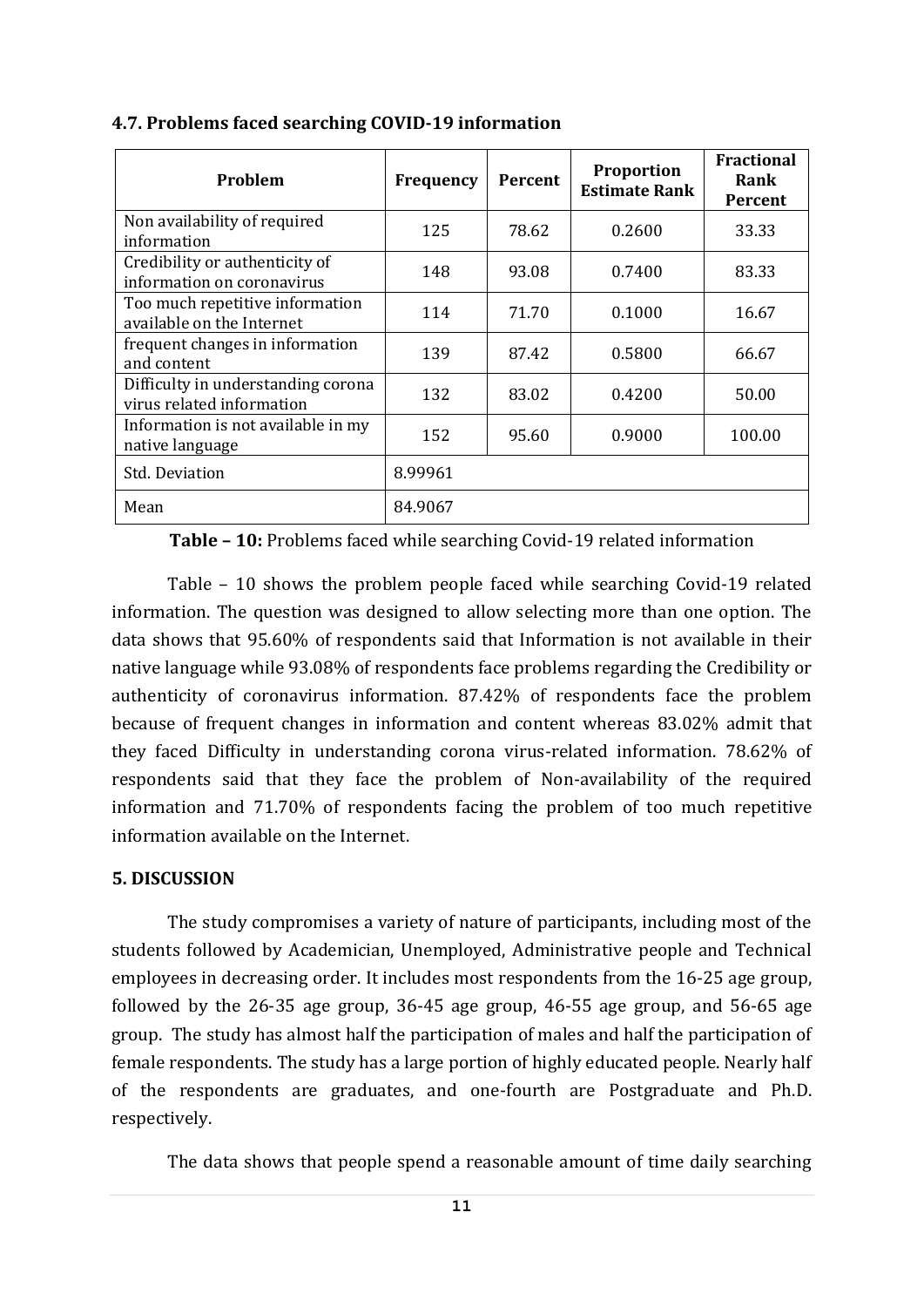### 4.7. Problems faced searching COVID-19 information

| Problem | Frequency | Percent | Proportion Estimate Rank | Fractional Rank Percent |
|---|---|---|---|---|
| Non availability of required information | 125 | 78.62 | 0.2600 | 33.33 |
| Credibility or authenticity of information on coronavirus | 148 | 93.08 | 0.7400 | 83.33 |
| Too much repetitive information available on the Internet | 114 | 71.70 | 0.1000 | 16.67 |
| frequent changes in information and content | 139 | 87.42 | 0.5800 | 66.67 |
| Difficulty in understanding corona virus related information | 132 | 83.02 | 0.4200 | 50.00 |
| Information is not available in my native language | 152 | 95.60 | 0.9000 | 100.00 |
| Std. Deviation | 8.99961 | | | |
| Mean | 84.9067 | | | |

**Table – 10:** Problems faced while searching Covid-19 related information

Table – 10 shows the problem people faced while searching Covid-19 related information. The question was designed to allow selecting more than one option. The data shows that 95.60% of respondents said that Information is not available in their native language while 93.08% of respondents face problems regarding the Credibility or authenticity of coronavirus information. 87.42% of respondents face the problem because of frequent changes in information and content whereas 83.02% admit that they faced Difficulty in understanding corona virus-related information. 78.62% of respondents said that they face the problem of Non-availability of the required information and 71.70% of respondents facing the problem of too much repetitive information available on the Internet.

## 5. DISCUSSION

The study compromises a variety of nature of participants, including most of the students followed by Academician, Unemployed, Administrative people and Technical employees in decreasing order. It includes most respondents from the 16-25 age group, followed by the 26-35 age group, 36-45 age group, 46-55 age group, and 56-65 age group. The study has almost half the participation of males and half the participation of female respondents. The study has a large portion of highly educated people. Nearly half of the respondents are graduates, and one-fourth are Postgraduate and Ph.D. respectively.

The data shows that people spend a reasonable amount of time daily searching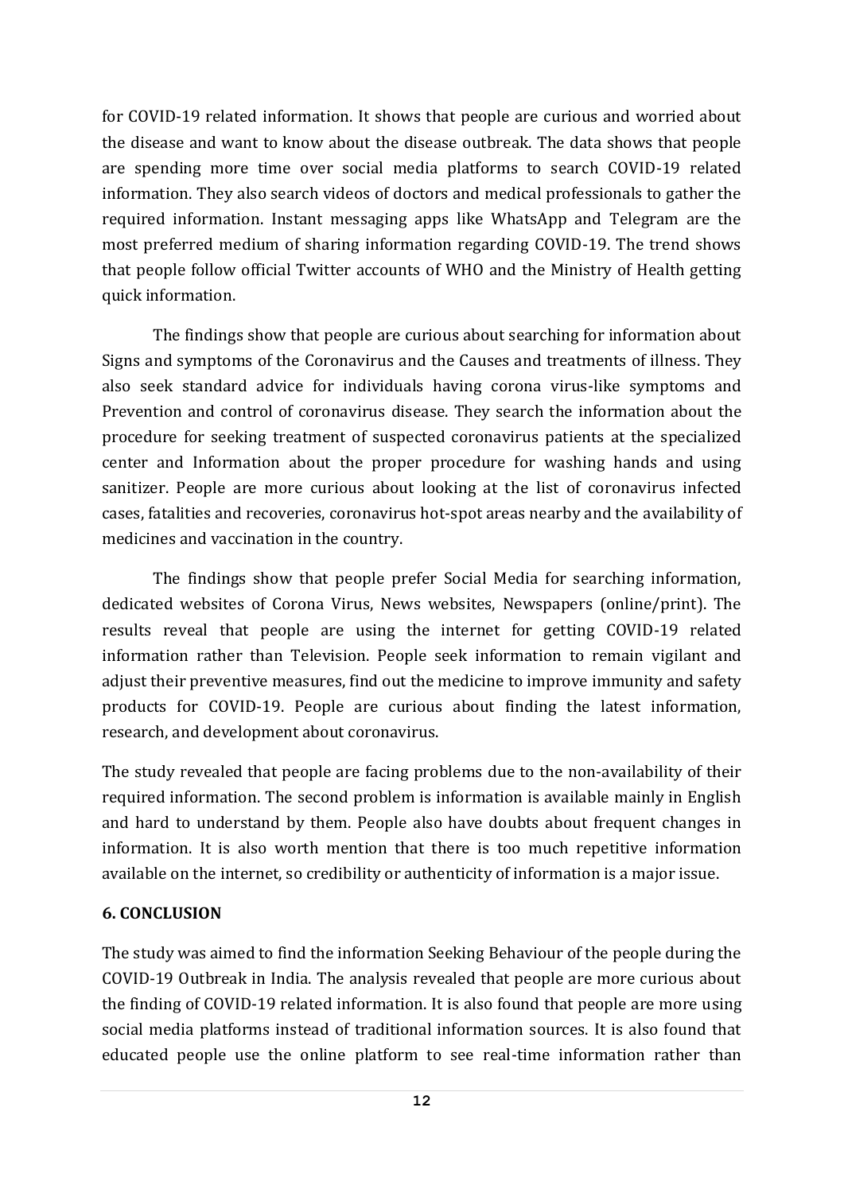for COVID-19 related information. It shows that people are curious and worried about the disease and want to know about the disease outbreak. The data shows that people are spending more time over social media platforms to search COVID-19 related information. They also search videos of doctors and medical professionals to gather the required information. Instant messaging apps like WhatsApp and Telegram are the most preferred medium of sharing information regarding COVID-19. The trend shows that people follow official Twitter accounts of WHO and the Ministry of Health getting quick information.

The findings show that people are curious about searching for information about Signs and symptoms of the Coronavirus and the Causes and treatments of illness. They also seek standard advice for individuals having corona virus-like symptoms and Prevention and control of coronavirus disease. They search the information about the procedure for seeking treatment of suspected coronavirus patients at the specialized center and Information about the proper procedure for washing hands and using sanitizer. People are more curious about looking at the list of coronavirus infected cases, fatalities and recoveries, coronavirus hot-spot areas nearby and the availability of medicines and vaccination in the country.

The findings show that people prefer Social Media for searching information, dedicated websites of Corona Virus, News websites, Newspapers (online/print). The results reveal that people are using the internet for getting COVID-19 related information rather than Television. People seek information to remain vigilant and adjust their preventive measures, find out the medicine to improve immunity and safety products for COVID-19. People are curious about finding the latest information, research, and development about coronavirus.

The study revealed that people are facing problems due to the non-availability of their required information. The second problem is information is available mainly in English and hard to understand by them. People also have doubts about frequent changes in information. It is also worth mention that there is too much repetitive information available on the internet, so credibility or authenticity of information is a major issue.

## 6. CONCLUSION

The study was aimed to find the information Seeking Behaviour of the people during the COVID-19 Outbreak in India. The analysis revealed that people are more curious about the finding of COVID-19 related information. It is also found that people are more using social media platforms instead of traditional information sources. It is also found that educated people use the online platform to see real-time information rather than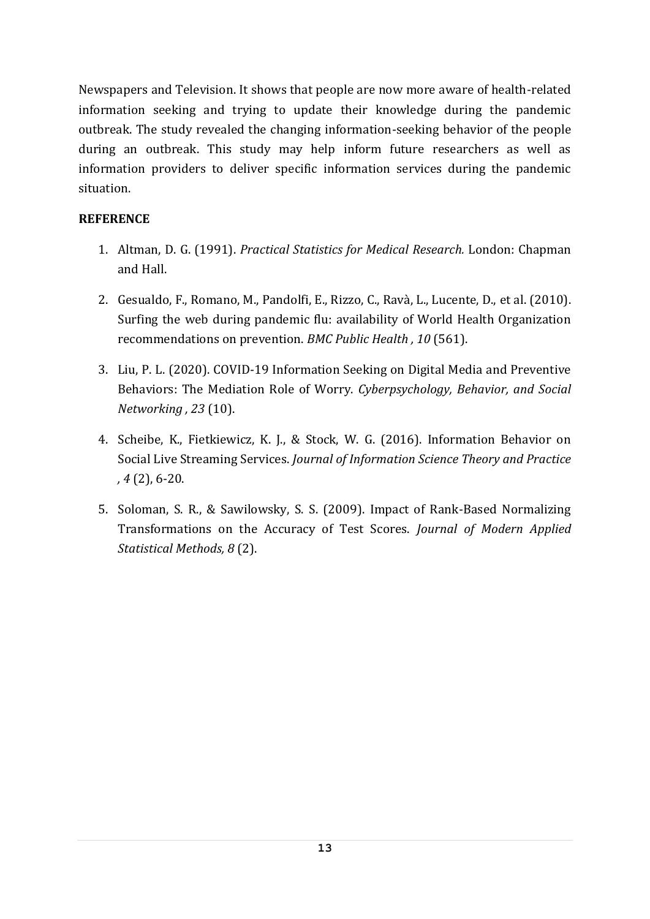Newspapers and Television. It shows that people are now more aware of health-related information seeking and trying to update their knowledge during the pandemic outbreak. The study revealed the changing information-seeking behavior of the people during an outbreak. This study may help inform future researchers as well as information providers to deliver specific information services during the pandemic situation.

**REFERENCE**

1. Altman, D. G. (1991). *Practical Statistics for Medical Research.* London: Chapman and Hall.

2. Gesualdo, F., Romano, M., Pandolfi, E., Rizzo, C., Ravà, L., Lucente, D., et al. (2010). Surfing the web during pandemic flu: availability of World Health Organization recommendations on prevention. *BMC Public Health , 10* (561).

3. Liu, P. L. (2020). COVID-19 Information Seeking on Digital Media and Preventive Behaviors: The Mediation Role of Worry. *Cyberpsychology, Behavior, and Social Networking , 23* (10).

4. Scheibe, K., Fietkiewicz, K. J., & Stock, W. G. (2016). Information Behavior on Social Live Streaming Services. *Journal of Information Science Theory and Practice , 4* (2), 6-20.

5. Soloman, S. R., & Sawilowsky, S. S. (2009). Impact of Rank-Based Normalizing Transformations on the Accuracy of Test Scores. *Journal of Modern Applied Statistical Methods, 8* (2).